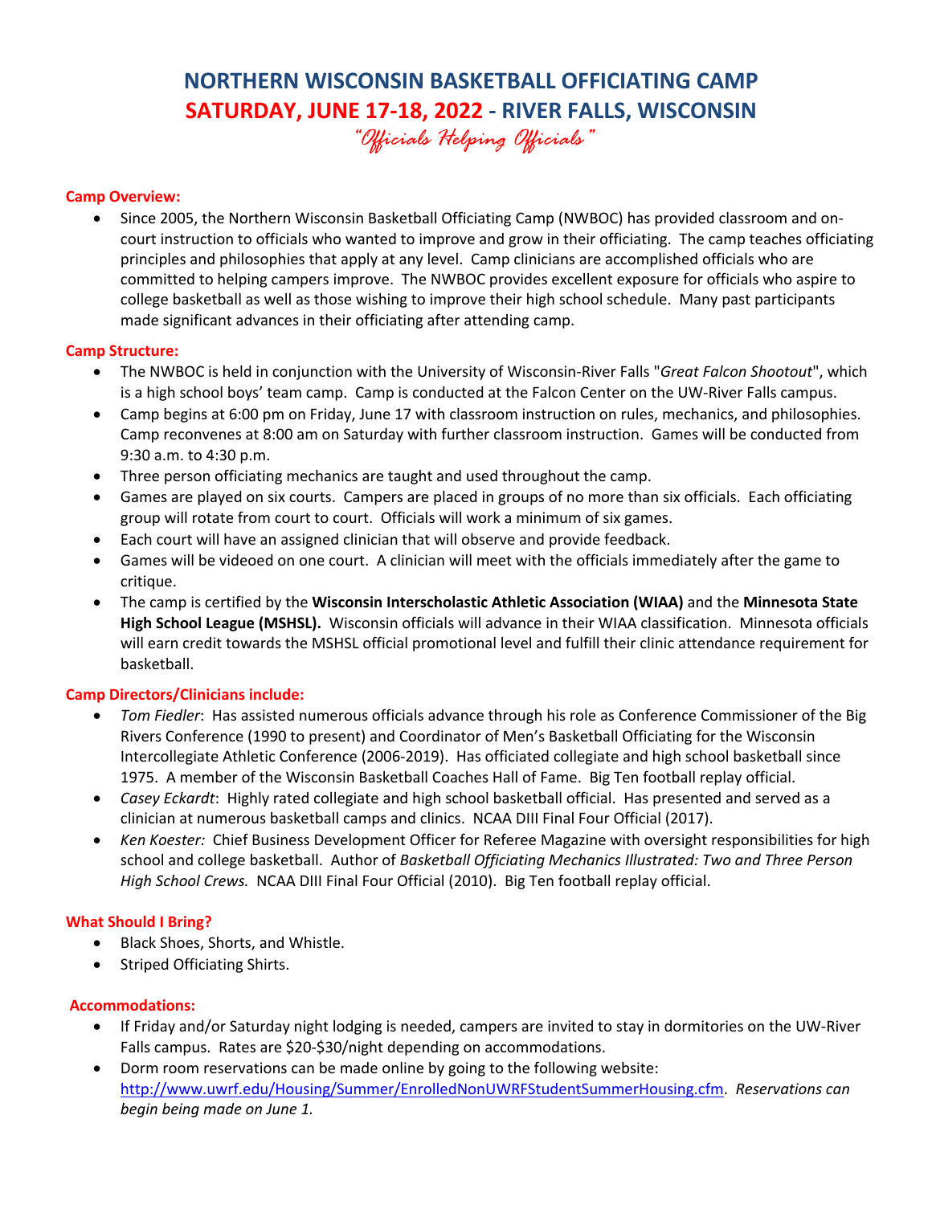# NORTHERN WISCONSIN BASKETBALL OFFICIATING CAMP

## SATURDAY, JUNE 17-18, 2022 - RIVER FALLS, WISCONSIN

*"Officials Helping Officials"*

**Camp Overview:**

- Since 2005, the Northern Wisconsin Basketball Officiating Camp (NWBOC) has provided classroom and on-court instruction to officials who wanted to improve and grow in their officiating. The camp teaches officiating principles and philosophies that apply at any level. Camp clinicians are accomplished officials who are committed to helping campers improve. The NWBOC provides excellent exposure for officials who aspire to college basketball as well as those wishing to improve their high school schedule. Many past participants made significant advances in their officiating after attending camp.

**Camp Structure:**

- The NWBOC is held in conjunction with the University of Wisconsin-River Falls "*Great Falcon Shootout*", which is a high school boys' team camp. Camp is conducted at the Falcon Center on the UW-River Falls campus.
- Camp begins at 6:00 pm on Friday, June 17 with classroom instruction on rules, mechanics, and philosophies. Camp reconvenes at 8:00 am on Saturday with further classroom instruction. Games will be conducted from 9:30 a.m. to 4:30 p.m.
- Three person officiating mechanics are taught and used throughout the camp.
- Games are played on six courts. Campers are placed in groups of no more than six officials. Each officiating group will rotate from court to court. Officials will work a minimum of six games.
- Each court will have an assigned clinician that will observe and provide feedback.
- Games will be videoed on one court. A clinician will meet with the officials immediately after the game to critique.
- The camp is certified by the **Wisconsin Interscholastic Athletic Association (WIAA)** and the **Minnesota State High School League (MSHSL).** Wisconsin officials will advance in their WIAA classification. Minnesota officials will earn credit towards the MSHSL official promotional level and fulfill their clinic attendance requirement for basketball.

**Camp Directors/Clinicians include:**

- *Tom Fiedler*: Has assisted numerous officials advance through his role as Conference Commissioner of the Big Rivers Conference (1990 to present) and Coordinator of Men's Basketball Officiating for the Wisconsin Intercollegiate Athletic Conference (2006-2019). Has officiated collegiate and high school basketball since 1975. A member of the Wisconsin Basketball Coaches Hall of Fame. Big Ten football replay official.
- *Casey Eckardt*: Highly rated collegiate and high school basketball official. Has presented and served as a clinician at numerous basketball camps and clinics. NCAA DIII Final Four Official (2017).
- *Ken Koester:* Chief Business Development Officer for Referee Magazine with oversight responsibilities for high school and college basketball. Author of *Basketball Officiating Mechanics Illustrated: Two and Three Person High School Crews.* NCAA DIII Final Four Official (2010). Big Ten football replay official.

**What Should I Bring?**

- Black Shoes, Shorts, and Whistle.
- Striped Officiating Shirts.

**Accommodations:**

- If Friday and/or Saturday night lodging is needed, campers are invited to stay in dormitories on the UW-River Falls campus. Rates are $20-$30/night depending on accommodations.
- Dorm room reservations can be made online by going to the following website: http://www.uwrf.edu/Housing/Summer/EnrolledNonUWRFStudentSummerHousing.cfm. *Reservations can begin being made on June 1.*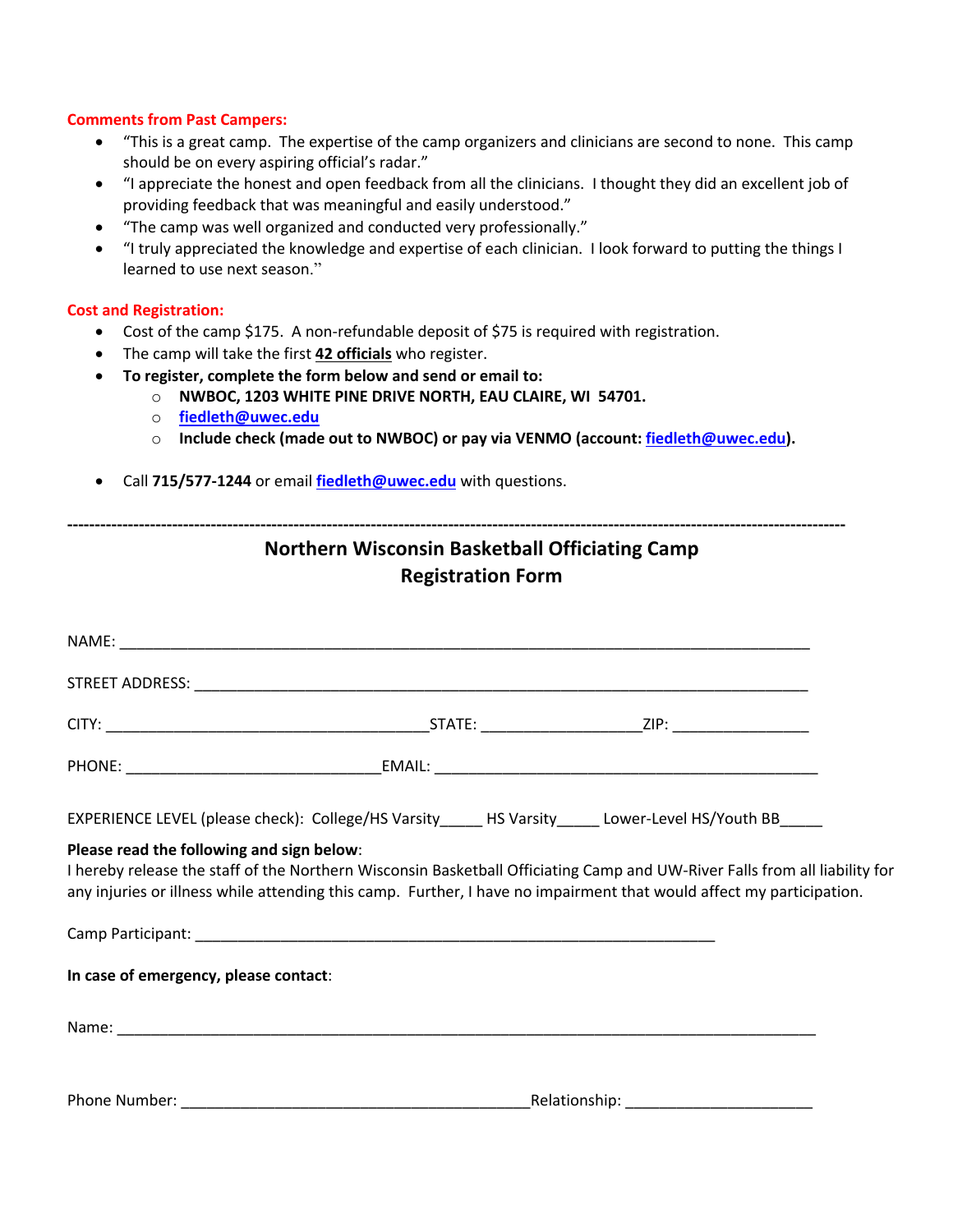**Comments from Past Campers:**

- "This is a great camp. The expertise of the camp organizers and clinicians are second to none. This camp should be on every aspiring official's radar."
- "I appreciate the honest and open feedback from all the clinicians. I thought they did an excellent job of providing feedback that was meaningful and easily understood."
- "The camp was well organized and conducted very professionally."
- "I truly appreciated the knowledge and expertise of each clinician. I look forward to putting the things I learned to use next season."

**Cost and Registration:**

- Cost of the camp $175. A non-refundable deposit of $75 is required with registration.
- The camp will take the first **42 officials** who register.
- **To register, complete the form below and send or email to:**
  - **NWBOC, 1203 WHITE PINE DRIVE NORTH, EAU CLAIRE, WI 54701.**
  - **fiedleth@uwec.edu**
  - **Include check (made out to NWBOC) or pay via VENMO (account: fiedleth@uwec.edu).**
- Call **715/577-1244** or email **fiedleth@uwec.edu** with questions.

---

## Northern Wisconsin Basketball Officiating Camp
## Registration Form

NAME: ________________________________________________________________________________

STREET ADDRESS: ______________________________________________________________________

CITY: ______________________________________STATE: __________________ZIP: ________________

PHONE: ______________________________EMAIL: _____________________________________________

EXPERIENCE LEVEL (please check): College/HS Varsity_____ HS Varsity_____ Lower-Level HS/Youth BB_____

**Please read the following and sign below**:
I hereby release the staff of the Northern Wisconsin Basketball Officiating Camp and UW-River Falls from all liability for any injuries or illness while attending this camp. Further, I have no impairment that would affect my participation.

Camp Participant: ____________________________________________________________

**In case of emergency, please contact**:

Name: ________________________________________________________________________________

Phone Number: _________________________________________Relationship: ______________________